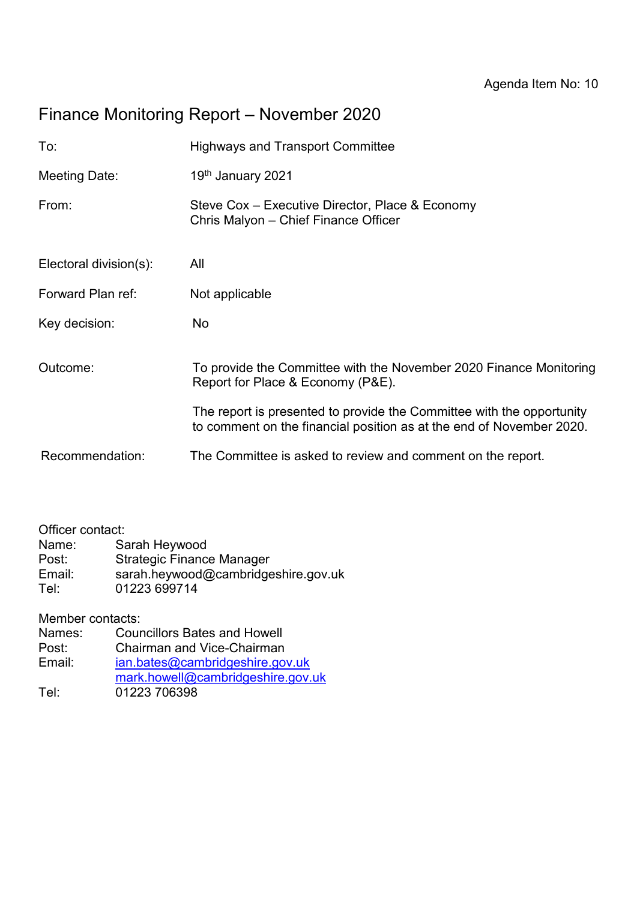Agenda Item No: 10

# Finance Monitoring Report – November 2020

| | |
|---|---|
| To: | Highways and Transport Committee |
| Meeting Date: | 19th January 2021 |
| From: | Steve Cox – Executive Director, Place & Economy<br>Chris Malyon – Chief Finance Officer |
| Electoral division(s): | All |
| Forward Plan ref: | Not applicable |
| Key decision: | No |
| Outcome: | To provide the Committee with the November 2020 Finance Monitoring Report for Place & Economy (P&E).<br><br>The report is presented to provide the Committee with the opportunity to comment on the financial position as at the end of November 2020. |
| Recommendation: | The Committee is asked to review and comment on the report. |

Officer contact:
Name: Sarah Heywood
Post: Strategic Finance Manager
Email: sarah.heywood@cambridgeshire.gov.uk
Tel: 01223 699714

Member contacts:
Names: Councillors Bates and Howell
Post: Chairman and Vice-Chairman
Email: ian.bates@cambridgeshire.gov.uk
mark.howell@cambridgeshire.gov.uk
Tel: 01223 706398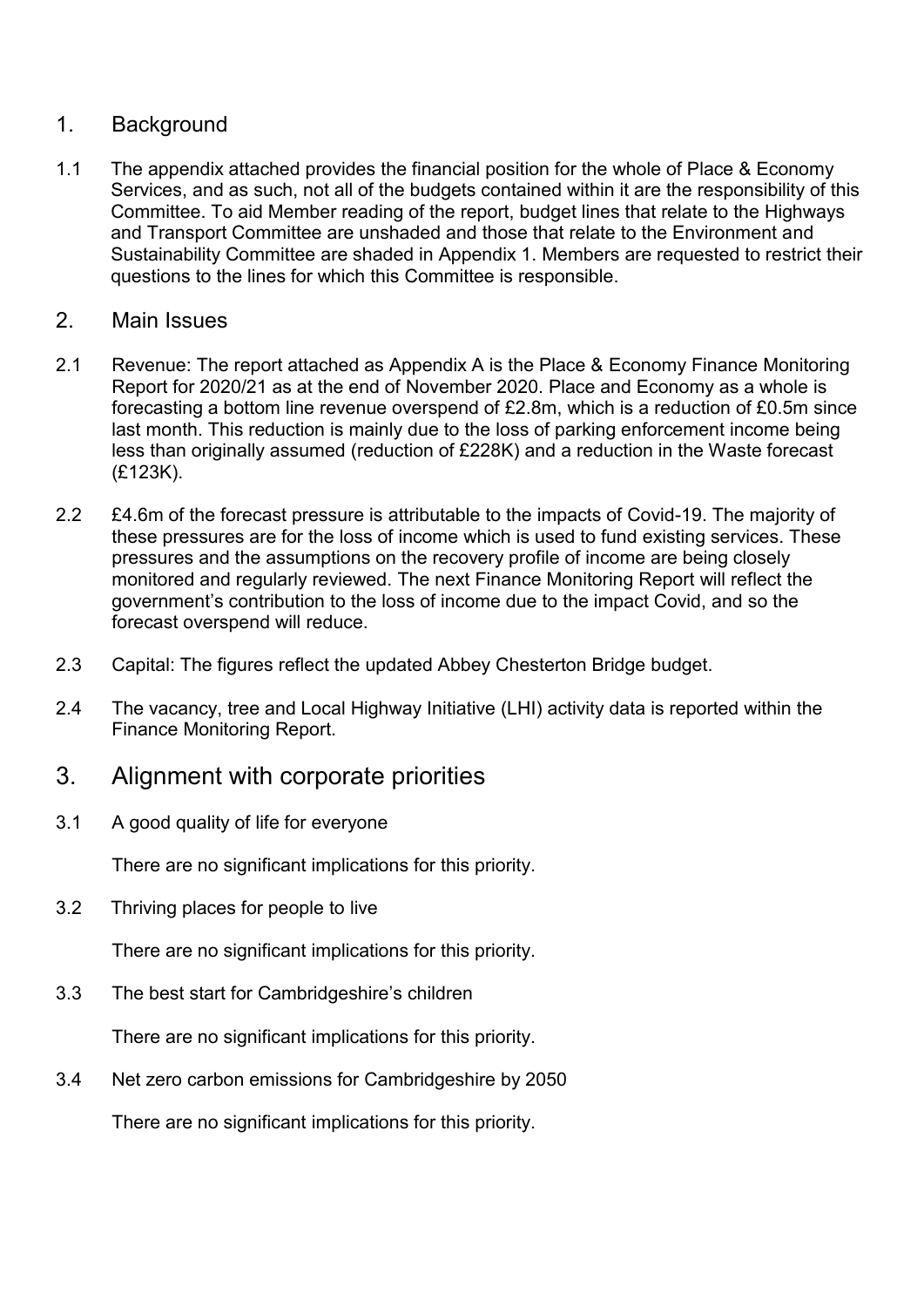## 1. Background

1.1 The appendix attached provides the financial position for the whole of Place & Economy Services, and as such, not all of the budgets contained within it are the responsibility of this Committee. To aid Member reading of the report, budget lines that relate to the Highways and Transport Committee are unshaded and those that relate to the Environment and Sustainability Committee are shaded in Appendix 1. Members are requested to restrict their questions to the lines for which this Committee is responsible.

## 2. Main Issues

2.1 Revenue: The report attached as Appendix A is the Place & Economy Finance Monitoring Report for 2020/21 as at the end of November 2020. Place and Economy as a whole is forecasting a bottom line revenue overspend of £2.8m, which is a reduction of £0.5m since last month. This reduction is mainly due to the loss of parking enforcement income being less than originally assumed (reduction of £228K) and a reduction in the Waste forecast (£123K).

2.2 £4.6m of the forecast pressure is attributable to the impacts of Covid-19. The majority of these pressures are for the loss of income which is used to fund existing services. These pressures and the assumptions on the recovery profile of income are being closely monitored and regularly reviewed. The next Finance Monitoring Report will reflect the government's contribution to the loss of income due to the impact Covid, and so the forecast overspend will reduce.

2.3 Capital: The figures reflect the updated Abbey Chesterton Bridge budget.

2.4 The vacancy, tree and Local Highway Initiative (LHI) activity data is reported within the Finance Monitoring Report.

## 3. Alignment with corporate priorities

3.1 A good quality of life for everyone

There are no significant implications for this priority.

3.2 Thriving places for people to live

There are no significant implications for this priority.

3.3 The best start for Cambridgeshire's children

There are no significant implications for this priority.

3.4 Net zero carbon emissions for Cambridgeshire by 2050

There are no significant implications for this priority.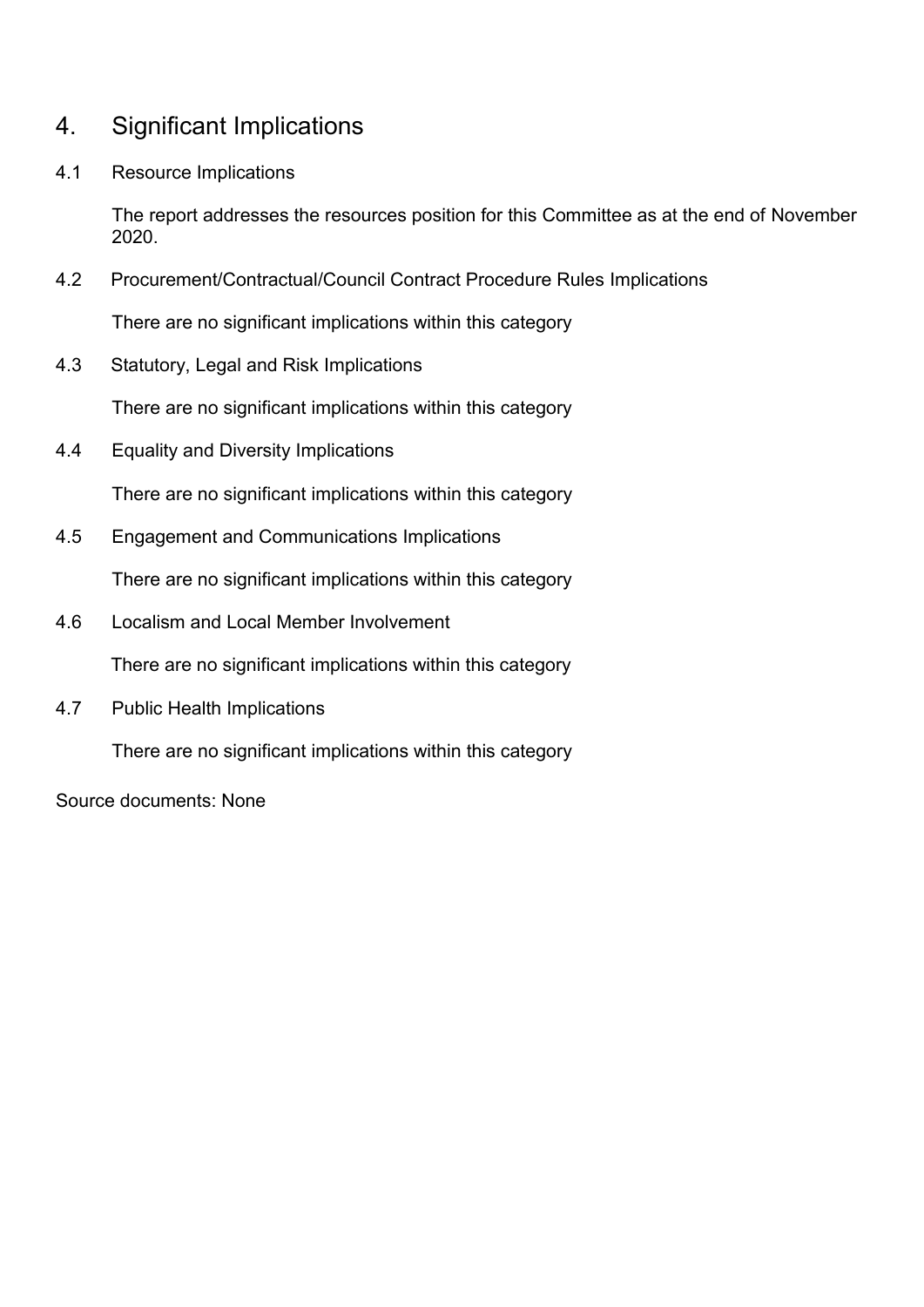## 4. Significant Implications

### 4.1 Resource Implications

The report addresses the resources position for this Committee as at the end of November 2020.

### 4.2 Procurement/Contractual/Council Contract Procedure Rules Implications

There are no significant implications within this category

### 4.3 Statutory, Legal and Risk Implications

There are no significant implications within this category

### 4.4 Equality and Diversity Implications

There are no significant implications within this category

### 4.5 Engagement and Communications Implications

There are no significant implications within this category

### 4.6 Localism and Local Member Involvement

There are no significant implications within this category

### 4.7 Public Health Implications

There are no significant implications within this category

Source documents: None